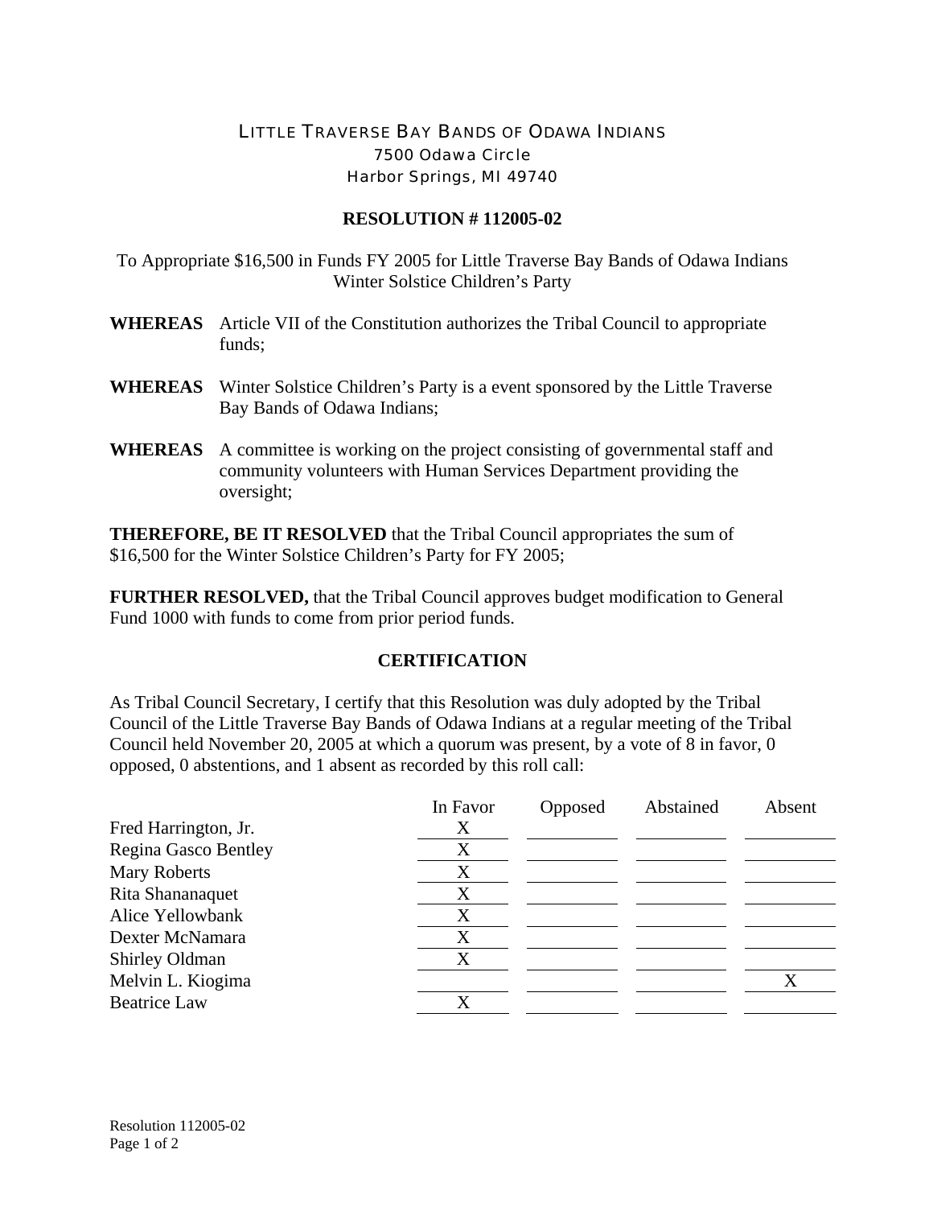# LITTLE TRAVERSE BAY BANDS OF ODAWA INDIANS

7500 Odawa Circle
Harbor Springs, MI 49740

## RESOLUTION # 112005-02

To Appropriate $16,500 in Funds FY 2005 for Little Traverse Bay Bands of Odawa Indians Winter Solstice Children's Party

**WHEREAS** Article VII of the Constitution authorizes the Tribal Council to appropriate funds;

**WHEREAS** Winter Solstice Children's Party is a event sponsored by the Little Traverse Bay Bands of Odawa Indians;

**WHEREAS** A committee is working on the project consisting of governmental staff and community volunteers with Human Services Department providing the oversight;

**THEREFORE, BE IT RESOLVED** that the Tribal Council appropriates the sum of $16,500 for the Winter Solstice Children's Party for FY 2005;

**FURTHER RESOLVED,** that the Tribal Council approves budget modification to General Fund 1000 with funds to come from prior period funds.

## CERTIFICATION

As Tribal Council Secretary, I certify that this Resolution was duly adopted by the Tribal Council of the Little Traverse Bay Bands of Odawa Indians at a regular meeting of the Tribal Council held November 20, 2005 at which a quorum was present, by a vote of 8 in favor, 0 opposed, 0 abstentions, and 1 absent as recorded by this roll call:

| | In Favor | Opposed | Abstained | Absent |
|---|---|---|---|---|
| Fred Harrington, Jr. | X | | | |
| Regina Gasco Bentley | X | | | |
| Mary Roberts | X | | | |
| Rita Shananaquet | X | | | |
| Alice Yellowbank | X | | | |
| Dexter McNamara | X | | | |
| Shirley Oldman | X | | | |
| Melvin L. Kiogima | | | | X |
| Beatrice Law | X | | | |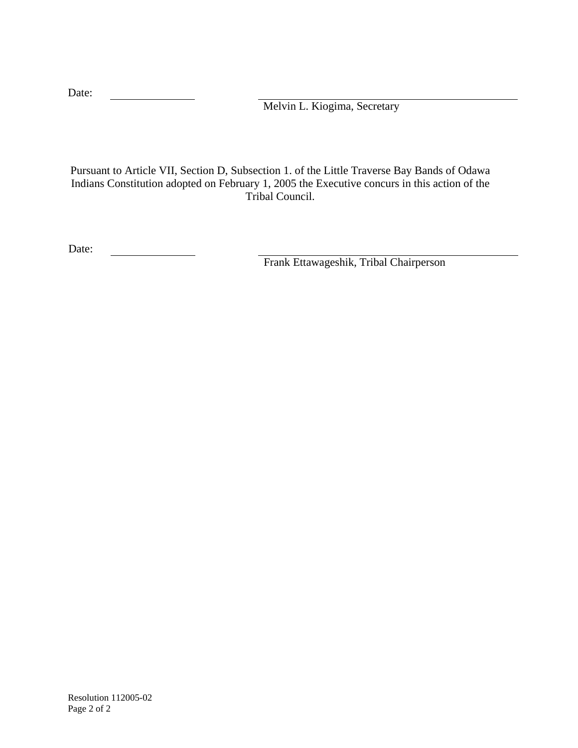Date: \_\_\_\_\_\_\_\_\_\_\_\_\_\_\_\_ \_\_\_\_\_\_\_\_\_\_\_\_\_\_\_\_\_\_\_\_\_\_\_\_\_\_\_\_\_\_\_\_\_\_\_\_\_\_\_\_

Melvin L. Kiogima, Secretary

Pursuant to Article VII, Section D, Subsection 1. of the Little Traverse Bay Bands of Odawa Indians Constitution adopted on February 1, 2005 the Executive concurs in this action of the Tribal Council.

Date: \_\_\_\_\_\_\_\_\_\_\_\_\_\_\_\_ \_\_\_\_\_\_\_\_\_\_\_\_\_\_\_\_\_\_\_\_\_\_\_\_\_\_\_\_\_\_\_\_\_\_\_\_\_\_\_\_

Frank Ettawageshik, Tribal Chairperson

Resolution 112005-02